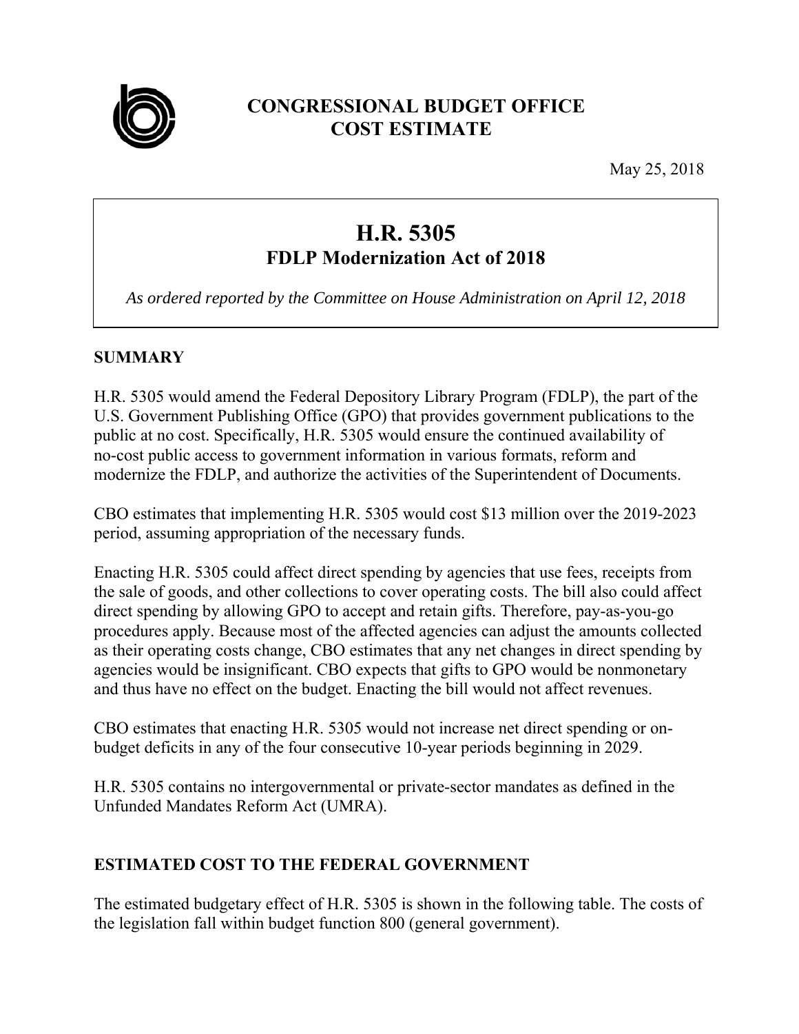# CONGRESSIONAL BUDGET OFFICE
# COST ESTIMATE

May 25, 2018

## H.R. 5305
## FDLP Modernization Act of 2018

*As ordered reported by the Committee on House Administration on April 12, 2018*

## SUMMARY

H.R. 5305 would amend the Federal Depository Library Program (FDLP), the part of the U.S. Government Publishing Office (GPO) that provides government publications to the public at no cost. Specifically, H.R. 5305 would ensure the continued availability of no-cost public access to government information in various formats, reform and modernize the FDLP, and authorize the activities of the Superintendent of Documents.

CBO estimates that implementing H.R. 5305 would cost $13 million over the 2019-2023 period, assuming appropriation of the necessary funds.

Enacting H.R. 5305 could affect direct spending by agencies that use fees, receipts from the sale of goods, and other collections to cover operating costs. The bill also could affect direct spending by allowing GPO to accept and retain gifts. Therefore, pay-as-you-go procedures apply. Because most of the affected agencies can adjust the amounts collected as their operating costs change, CBO estimates that any net changes in direct spending by agencies would be insignificant. CBO expects that gifts to GPO would be nonmonetary and thus have no effect on the budget. Enacting the bill would not affect revenues.

CBO estimates that enacting H.R. 5305 would not increase net direct spending or on-budget deficits in any of the four consecutive 10-year periods beginning in 2029.

H.R. 5305 contains no intergovernmental or private-sector mandates as defined in the Unfunded Mandates Reform Act (UMRA).

## ESTIMATED COST TO THE FEDERAL GOVERNMENT

The estimated budgetary effect of H.R. 5305 is shown in the following table. The costs of the legislation fall within budget function 800 (general government).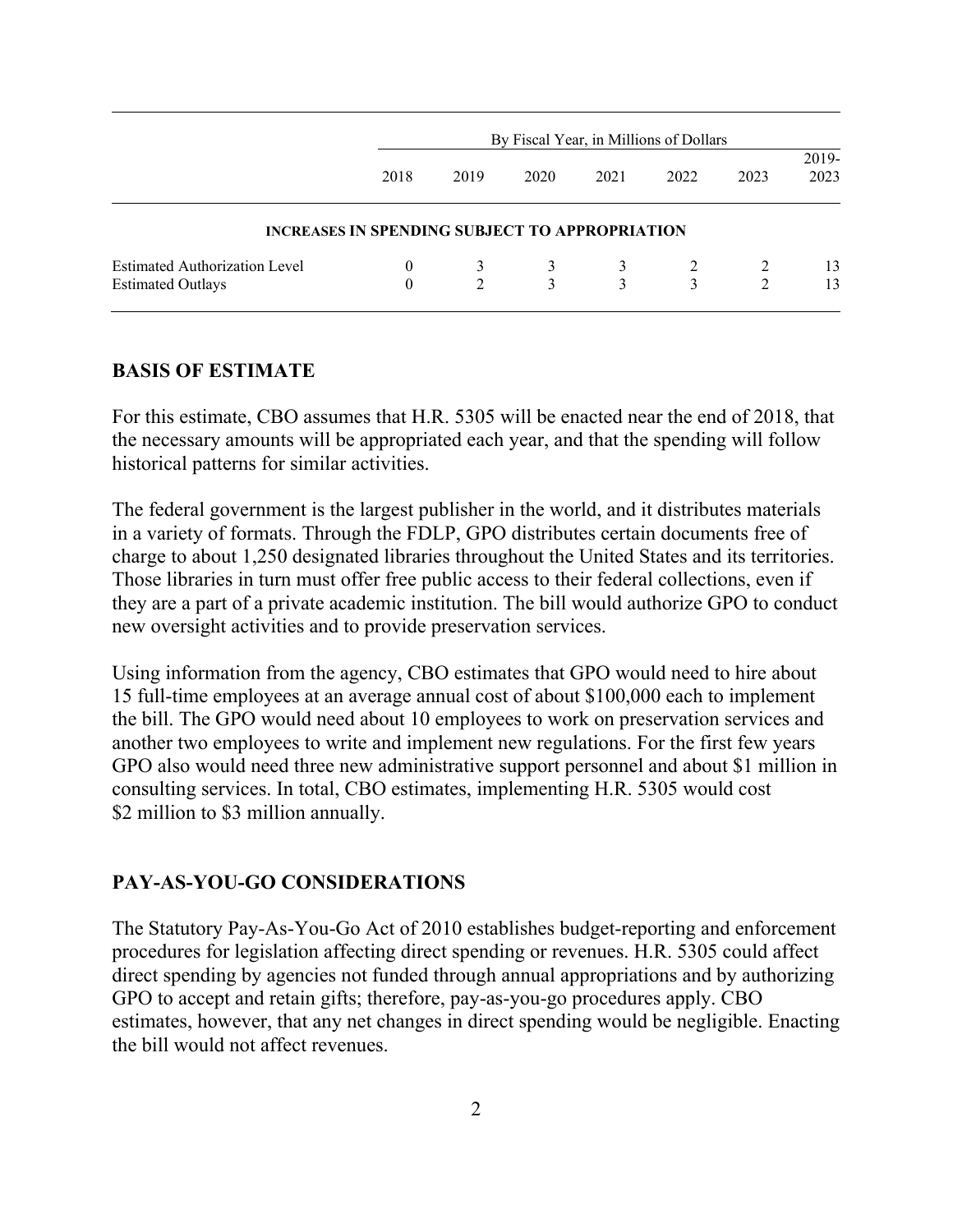| | By Fiscal Year, in Millions of Dollars | | | | | | |
|---|---|---|---|---|---|---|---|
| | 2018 | 2019 | 2020 | 2021 | 2022 | 2023 | 2019-2023 |
| **INCREASES IN SPENDING SUBJECT TO APPROPRIATION** | | | | | | | |
| Estimated Authorization Level | 0 | 3 | 3 | 3 | 2 | 2 | 13 |
| Estimated Outlays | 0 | 2 | 3 | 3 | 3 | 2 | 13 |

## BASIS OF ESTIMATE

For this estimate, CBO assumes that H.R. 5305 will be enacted near the end of 2018, that the necessary amounts will be appropriated each year, and that the spending will follow historical patterns for similar activities.

The federal government is the largest publisher in the world, and it distributes materials in a variety of formats. Through the FDLP, GPO distributes certain documents free of charge to about 1,250 designated libraries throughout the United States and its territories. Those libraries in turn must offer free public access to their federal collections, even if they are a part of a private academic institution. The bill would authorize GPO to conduct new oversight activities and to provide preservation services.

Using information from the agency, CBO estimates that GPO would need to hire about 15 full-time employees at an average annual cost of about $100,000 each to implement the bill. The GPO would need about 10 employees to work on preservation services and another two employees to write and implement new regulations. For the first few years GPO also would need three new administrative support personnel and about $1 million in consulting services. In total, CBO estimates, implementing H.R. 5305 would cost $2 million to $3 million annually.

## PAY-AS-YOU-GO CONSIDERATIONS

The Statutory Pay-As-You-Go Act of 2010 establishes budget-reporting and enforcement procedures for legislation affecting direct spending or revenues. H.R. 5305 could affect direct spending by agencies not funded through annual appropriations and by authorizing GPO to accept and retain gifts; therefore, pay-as-you-go procedures apply. CBO estimates, however, that any net changes in direct spending would be negligible. Enacting the bill would not affect revenues.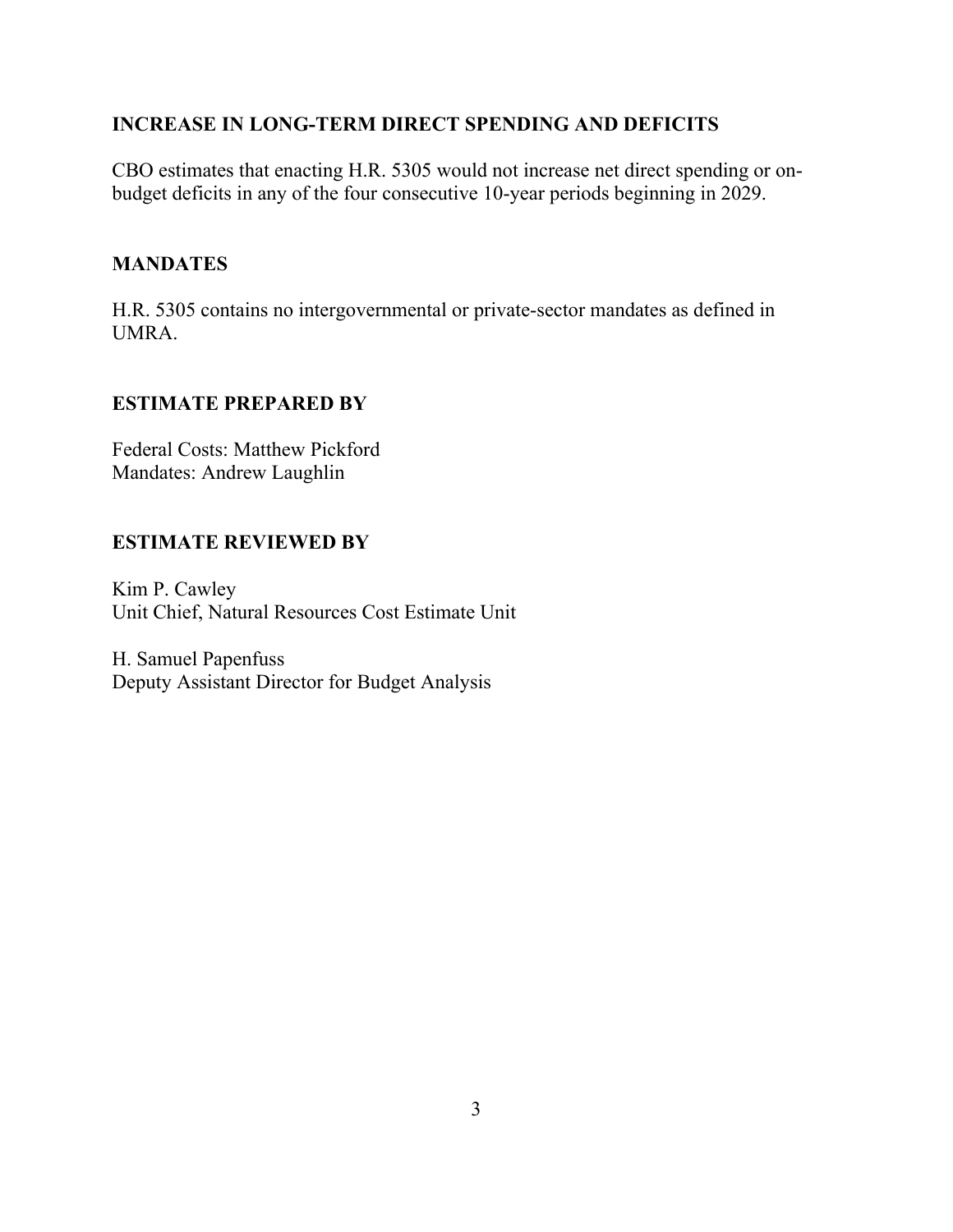## INCREASE IN LONG-TERM DIRECT SPENDING AND DEFICITS

CBO estimates that enacting H.R. 5305 would not increase net direct spending or on-budget deficits in any of the four consecutive 10-year periods beginning in 2029.

## MANDATES

H.R. 5305 contains no intergovernmental or private-sector mandates as defined in UMRA.

## ESTIMATE PREPARED BY

Federal Costs: Matthew Pickford
Mandates: Andrew Laughlin

## ESTIMATE REVIEWED BY

Kim P. Cawley
Unit Chief, Natural Resources Cost Estimate Unit

H. Samuel Papenfuss
Deputy Assistant Director for Budget Analysis